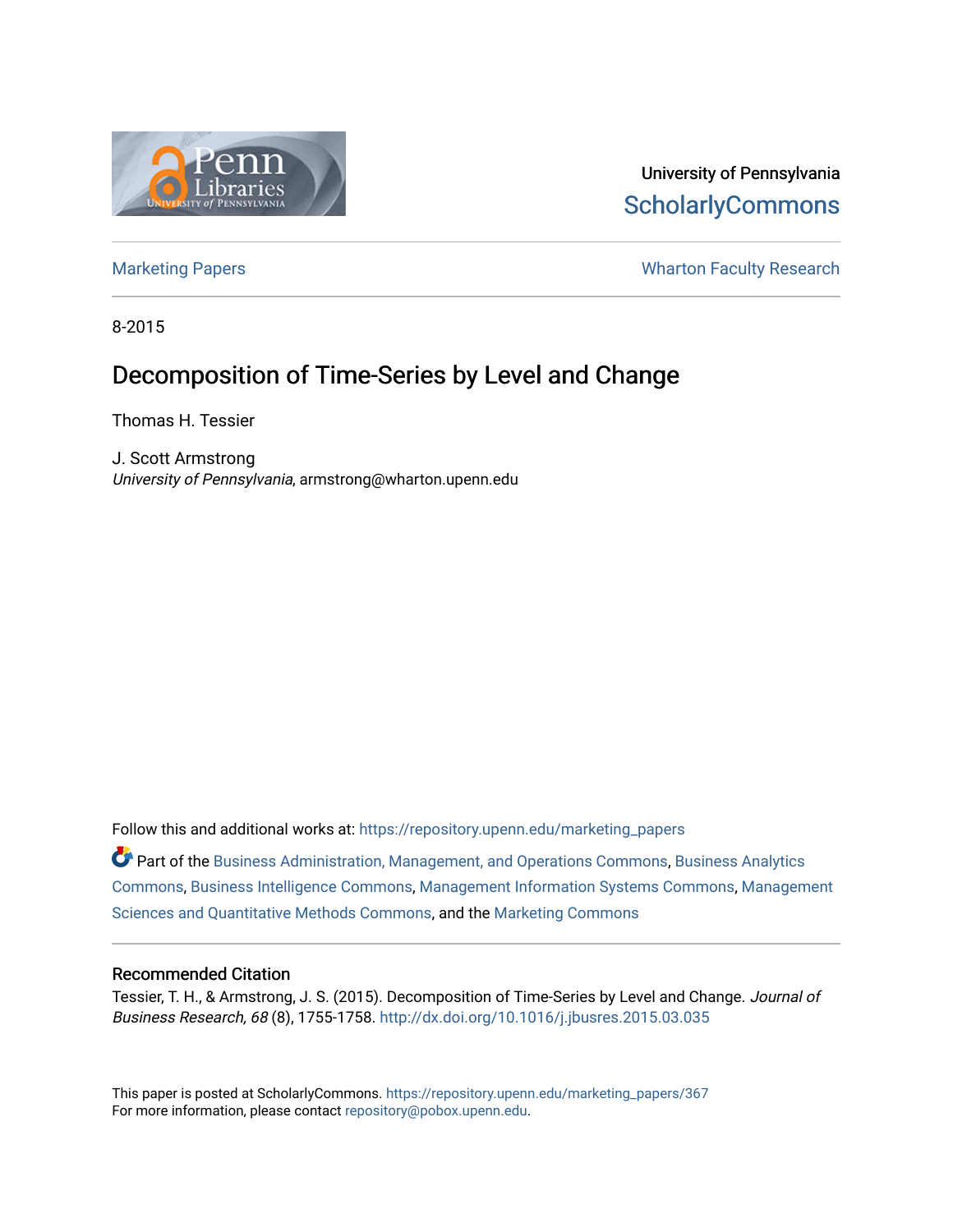University of Pennsylvania
ScholarlyCommons

Marketing Papers | Wharton Faculty Research

8-2015

# Decomposition of Time-Series by Level and Change

Thomas H. Tessier

J. Scott Armstrong
*University of Pennsylvania*, armstrong@wharton.upenn.edu

Follow this and additional works at: https://repository.upenn.edu/marketing_papers

Part of the Business Administration, Management, and Operations Commons, Business Analytics Commons, Business Intelligence Commons, Management Information Systems Commons, Management Sciences and Quantitative Methods Commons, and the Marketing Commons

## Recommended Citation

Tessier, T. H., & Armstrong, J. S. (2015). Decomposition of Time-Series by Level and Change. *Journal of Business Research, 68* (8), 1755-1758. http://dx.doi.org/10.1016/j.jbusres.2015.03.035

This paper is posted at ScholarlyCommons. https://repository.upenn.edu/marketing_papers/367
For more information, please contact repository@pobox.upenn.edu.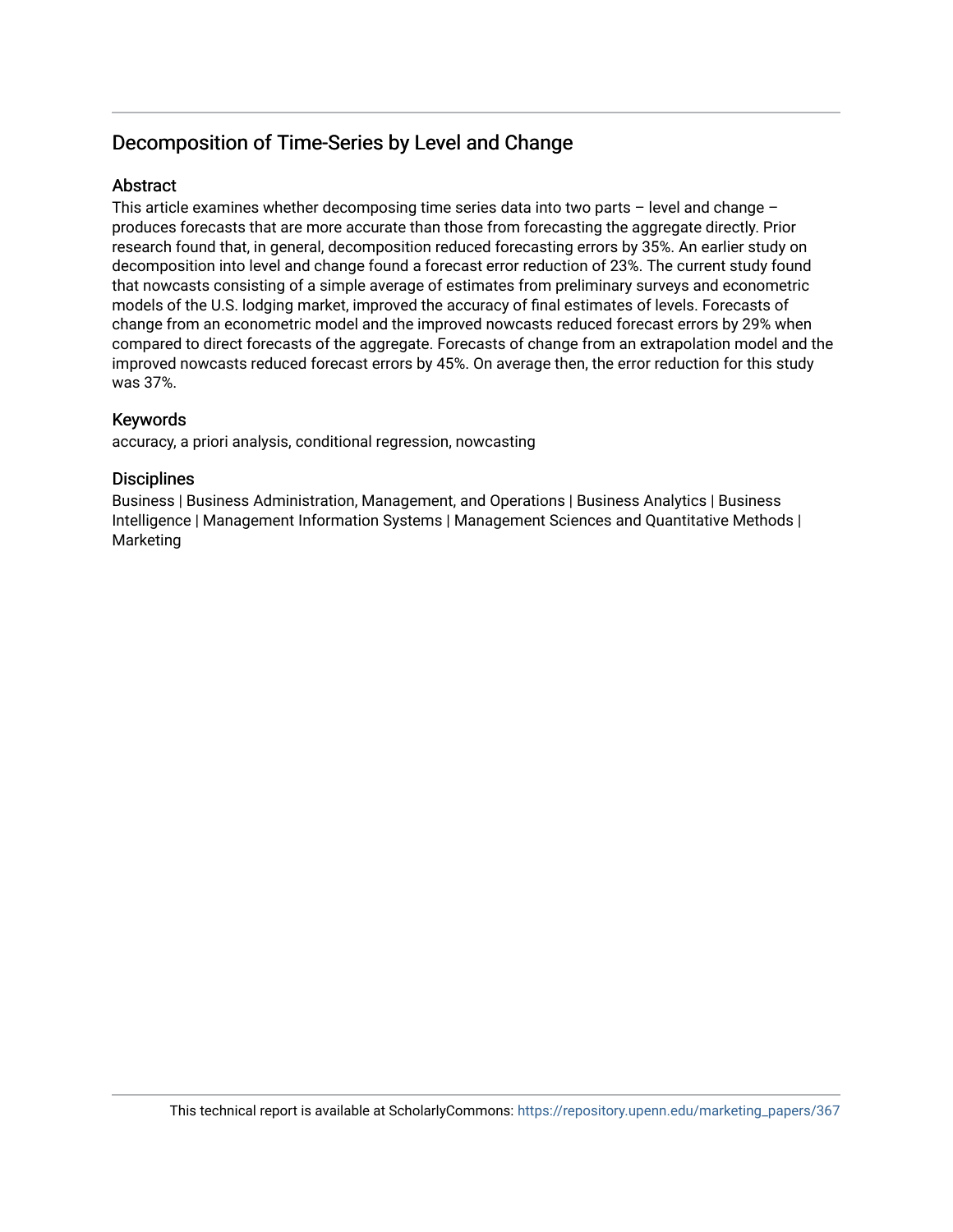## Decomposition of Time-Series by Level and Change

### Abstract

This article examines whether decomposing time series data into two parts – level and change – produces forecasts that are more accurate than those from forecasting the aggregate directly. Prior research found that, in general, decomposition reduced forecasting errors by 35%. An earlier study on decomposition into level and change found a forecast error reduction of 23%. The current study found that nowcasts consisting of a simple average of estimates from preliminary surveys and econometric models of the U.S. lodging market, improved the accuracy of final estimates of levels. Forecasts of change from an econometric model and the improved nowcasts reduced forecast errors by 29% when compared to direct forecasts of the aggregate. Forecasts of change from an extrapolation model and the improved nowcasts reduced forecast errors by 45%. On average then, the error reduction for this study was 37%.

### Keywords

accuracy, a priori analysis, conditional regression, nowcasting

### Disciplines

Business | Business Administration, Management, and Operations | Business Analytics | Business Intelligence | Management Information Systems | Management Sciences and Quantitative Methods | Marketing

This technical report is available at ScholarlyCommons: https://repository.upenn.edu/marketing_papers/367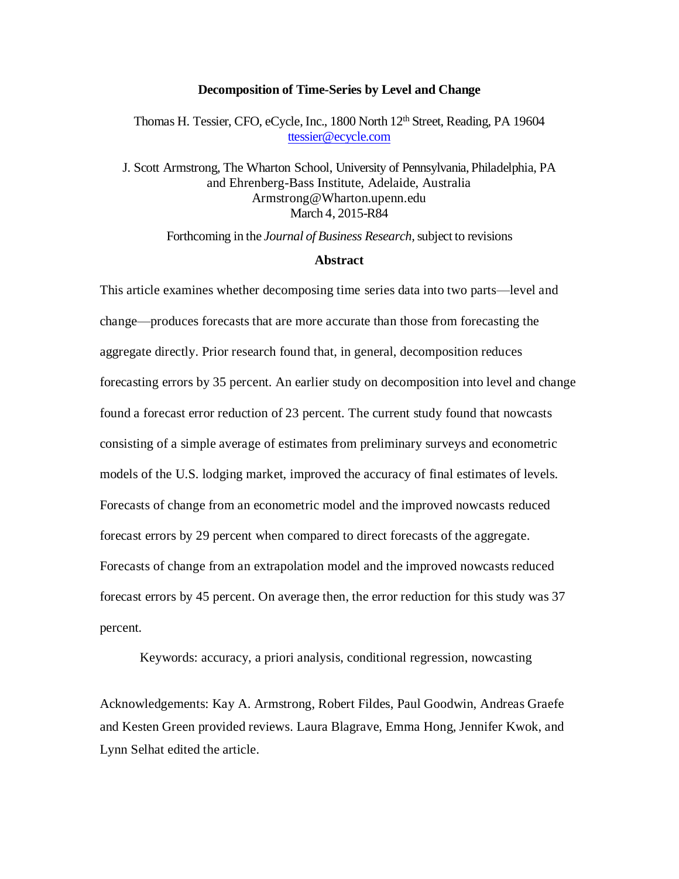**Decomposition of Time-Series by Level and Change**

Thomas H. Tessier, CFO, eCycle, Inc., 1800 North 12th Street, Reading, PA 19604
ttessier@ecycle.com

J. Scott Armstrong, The Wharton School, University of Pennsylvania, Philadelphia, PA
and Ehrenberg-Bass Institute, Adelaide, Australia
Armstrong@Wharton.upenn.edu
March 4, 2015-R84

Forthcoming in the *Journal of Business Research,* subject to revisions

**Abstract**

This article examines whether decomposing time series data into two parts—level and change—produces forecasts that are more accurate than those from forecasting the aggregate directly. Prior research found that, in general, decomposition reduces forecasting errors by 35 percent. An earlier study on decomposition into level and change found a forecast error reduction of 23 percent. The current study found that nowcasts consisting of a simple average of estimates from preliminary surveys and econometric models of the U.S. lodging market, improved the accuracy of final estimates of levels. Forecasts of change from an econometric model and the improved nowcasts reduced forecast errors by 29 percent when compared to direct forecasts of the aggregate. Forecasts of change from an extrapolation model and the improved nowcasts reduced forecast errors by 45 percent. On average then, the error reduction for this study was 37 percent.

Keywords: accuracy, a priori analysis, conditional regression, nowcasting

Acknowledgements: Kay A. Armstrong, Robert Fildes, Paul Goodwin, Andreas Graefe and Kesten Green provided reviews. Laura Blagrave, Emma Hong, Jennifer Kwok, and Lynn Selhat edited the article.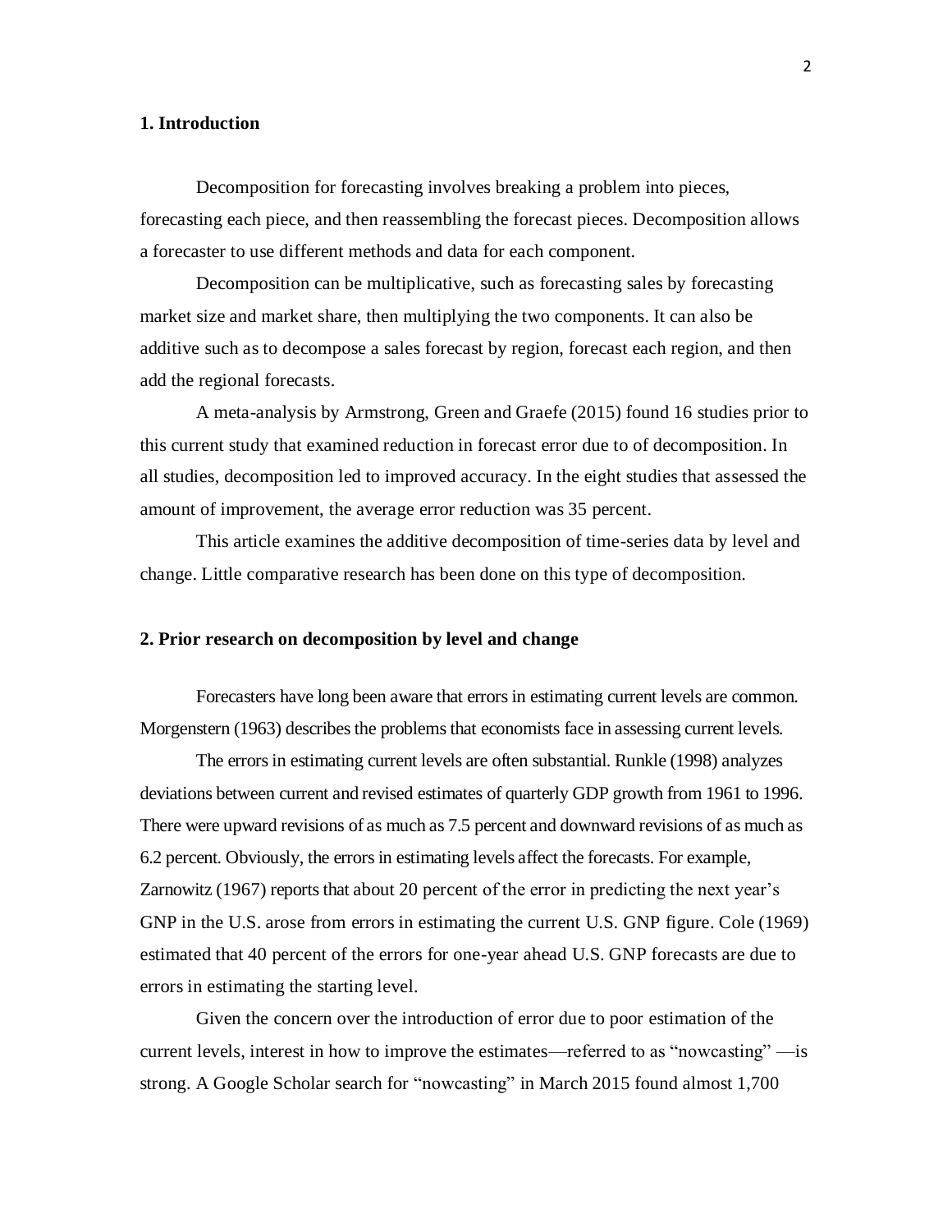## 1. Introduction

Decomposition for forecasting involves breaking a problem into pieces, forecasting each piece, and then reassembling the forecast pieces. Decomposition allows a forecaster to use different methods and data for each component.

Decomposition can be multiplicative, such as forecasting sales by forecasting market size and market share, then multiplying the two components. It can also be additive such as to decompose a sales forecast by region, forecast each region, and then add the regional forecasts.

A meta-analysis by Armstrong, Green and Graefe (2015) found 16 studies prior to this current study that examined reduction in forecast error due to of decomposition. In all studies, decomposition led to improved accuracy. In the eight studies that assessed the amount of improvement, the average error reduction was 35 percent.

This article examines the additive decomposition of time-series data by level and change. Little comparative research has been done on this type of decomposition.

## 2. Prior research on decomposition by level and change

Forecasters have long been aware that errors in estimating current levels are common. Morgenstern (1963) describes the problems that economists face in assessing current levels.

The errors in estimating current levels are often substantial. Runkle (1998) analyzes deviations between current and revised estimates of quarterly GDP growth from 1961 to 1996. There were upward revisions of as much as 7.5 percent and downward revisions of as much as 6.2 percent. Obviously, the errors in estimating levels affect the forecasts. For example, Zarnowitz (1967) reports that about 20 percent of the error in predicting the next year's GNP in the U.S. arose from errors in estimating the current U.S. GNP figure. Cole (1969) estimated that 40 percent of the errors for one-year ahead U.S. GNP forecasts are due to errors in estimating the starting level.

Given the concern over the introduction of error due to poor estimation of the current levels, interest in how to improve the estimates—referred to as "nowcasting" —is strong. A Google Scholar search for "nowcasting" in March 2015 found almost 1,700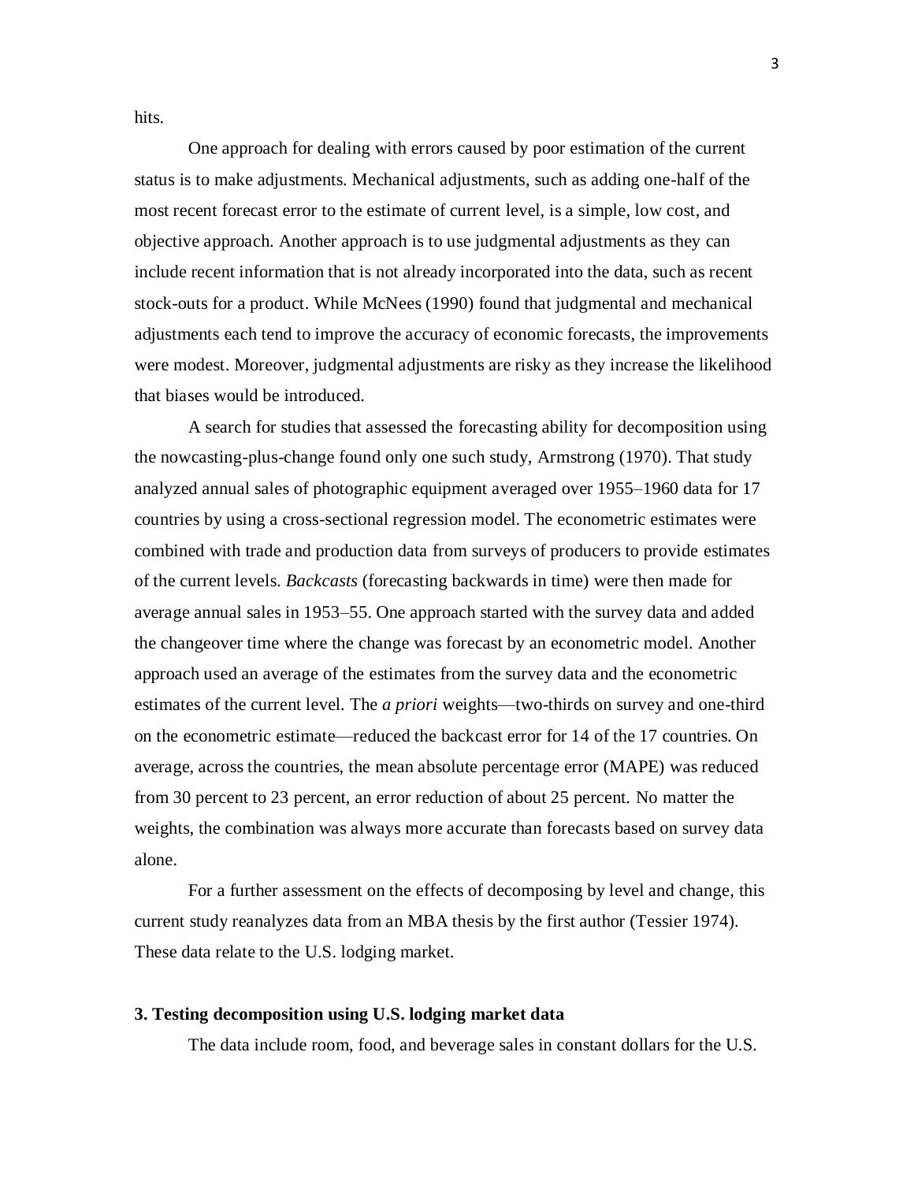hits.

One approach for dealing with errors caused by poor estimation of the current status is to make adjustments. Mechanical adjustments, such as adding one-half of the most recent forecast error to the estimate of current level, is a simple, low cost, and objective approach. Another approach is to use judgmental adjustments as they can include recent information that is not already incorporated into the data, such as recent stock-outs for a product. While McNees (1990) found that judgmental and mechanical adjustments each tend to improve the accuracy of economic forecasts, the improvements were modest. Moreover, judgmental adjustments are risky as they increase the likelihood that biases would be introduced.

A search for studies that assessed the forecasting ability for decomposition using the nowcasting-plus-change found only one such study, Armstrong (1970). That study analyzed annual sales of photographic equipment averaged over 1955–1960 data for 17 countries by using a cross-sectional regression model. The econometric estimates were combined with trade and production data from surveys of producers to provide estimates of the current levels. *Backcasts* (forecasting backwards in time) were then made for average annual sales in 1953–55. One approach started with the survey data and added the changeover time where the change was forecast by an econometric model. Another approach used an average of the estimates from the survey data and the econometric estimates of the current level. The *a priori* weights—two-thirds on survey and one-third on the econometric estimate—reduced the backcast error for 14 of the 17 countries. On average, across the countries, the mean absolute percentage error (MAPE) was reduced from 30 percent to 23 percent, an error reduction of about 25 percent. No matter the weights, the combination was always more accurate than forecasts based on survey data alone.

For a further assessment on the effects of decomposing by level and change, this current study reanalyzes data from an MBA thesis by the first author (Tessier 1974). These data relate to the U.S. lodging market.

## 3. Testing decomposition using U.S. lodging market data

The data include room, food, and beverage sales in constant dollars for the U.S.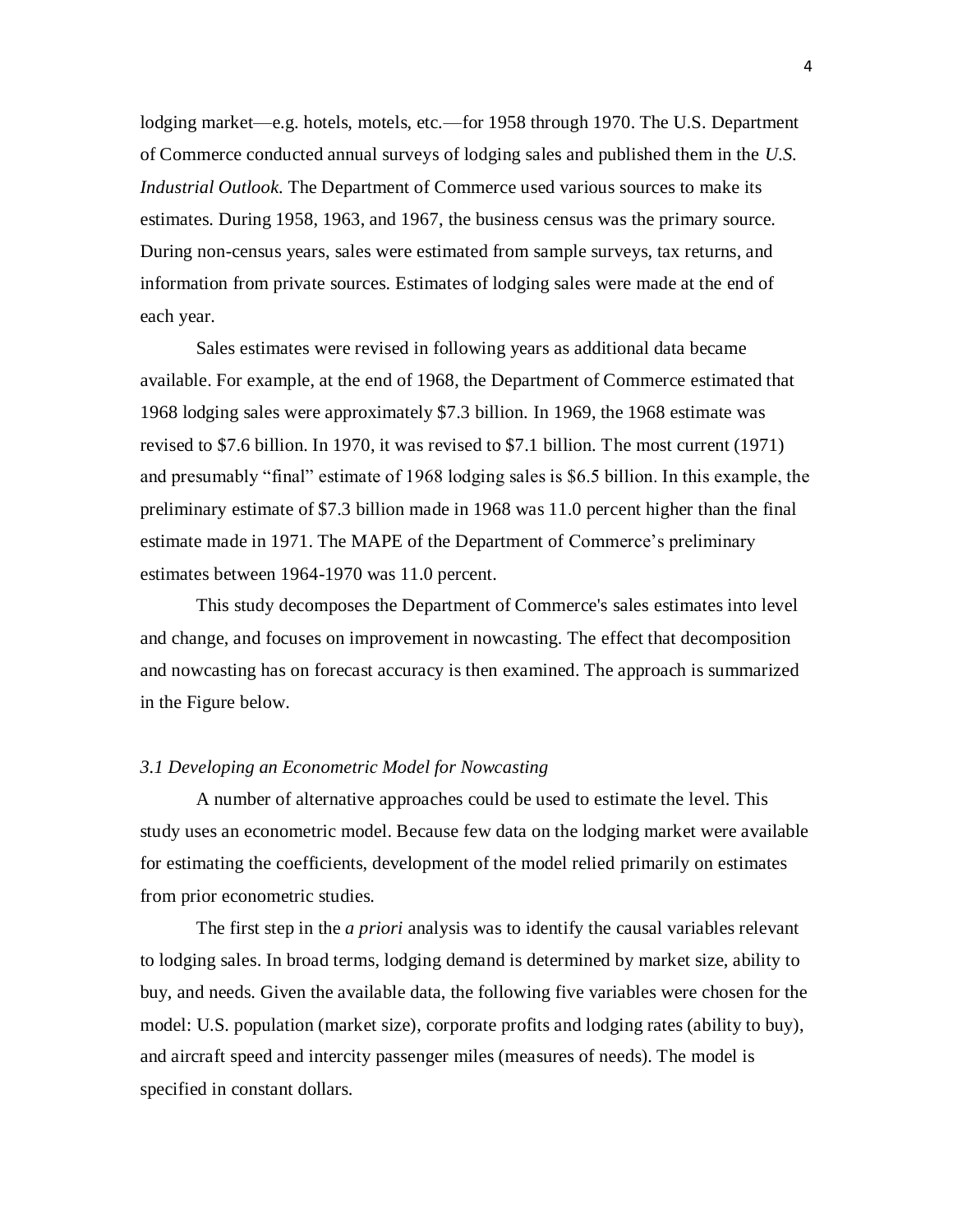lodging market—e.g. hotels, motels, etc.—for 1958 through 1970. The U.S. Department of Commerce conducted annual surveys of lodging sales and published them in the *U.S. Industrial Outlook.* The Department of Commerce used various sources to make its estimates. During 1958, 1963, and 1967, the business census was the primary source. During non-census years, sales were estimated from sample surveys, tax returns, and information from private sources. Estimates of lodging sales were made at the end of each year.

Sales estimates were revised in following years as additional data became available. For example, at the end of 1968, the Department of Commerce estimated that 1968 lodging sales were approximately $7.3 billion. In 1969, the 1968 estimate was revised to $7.6 billion. In 1970, it was revised to $7.1 billion. The most current (1971) and presumably "final" estimate of 1968 lodging sales is $6.5 billion. In this example, the preliminary estimate of $7.3 billion made in 1968 was 11.0 percent higher than the final estimate made in 1971. The MAPE of the Department of Commerce's preliminary estimates between 1964-1970 was 11.0 percent.

This study decomposes the Department of Commerce's sales estimates into level and change, and focuses on improvement in nowcasting. The effect that decomposition and nowcasting has on forecast accuracy is then examined. The approach is summarized in the Figure below.

### *3.1 Developing an Econometric Model for Nowcasting*

A number of alternative approaches could be used to estimate the level. This study uses an econometric model. Because few data on the lodging market were available for estimating the coefficients, development of the model relied primarily on estimates from prior econometric studies.

The first step in the *a priori* analysis was to identify the causal variables relevant to lodging sales. In broad terms, lodging demand is determined by market size, ability to buy, and needs. Given the available data, the following five variables were chosen for the model: U.S. population (market size), corporate profits and lodging rates (ability to buy), and aircraft speed and intercity passenger miles (measures of needs). The model is specified in constant dollars.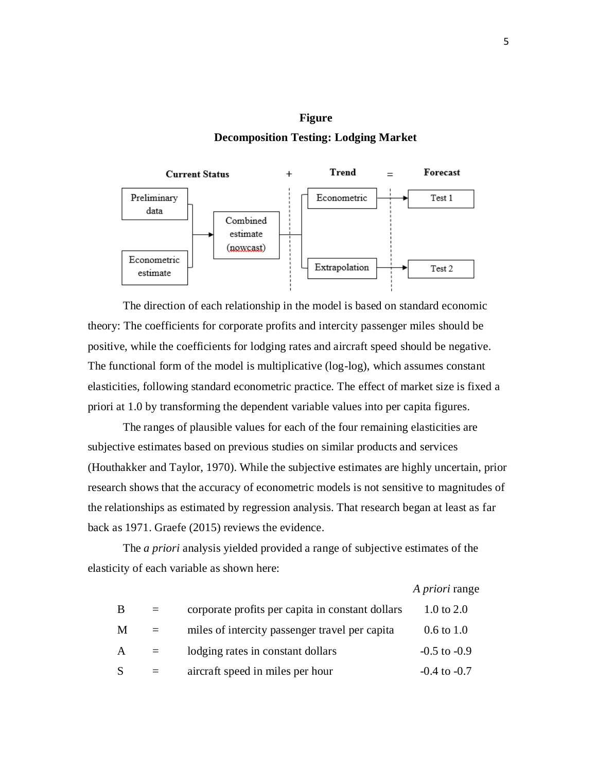**Figure**

**Decomposition Testing: Lodging Market**

The direction of each relationship in the model is based on standard economic theory: The coefficients for corporate profits and intercity passenger miles should be positive, while the coefficients for lodging rates and aircraft speed should be negative. The functional form of the model is multiplicative (log-log), which assumes constant elasticities, following standard econometric practice. The effect of market size is fixed a priori at 1.0 by transforming the dependent variable values into per capita figures.

The ranges of plausible values for each of the four remaining elasticities are subjective estimates based on previous studies on similar products and services (Houthakker and Taylor, 1970). While the subjective estimates are highly uncertain, prior research shows that the accuracy of econometric models is not sensitive to magnitudes of the relationships as estimated by regression analysis. That research began at least as far back as 1971. Graefe (2015) reviews the evidence.

The *a priori* analysis yielded provided a range of subjective estimates of the elasticity of each variable as shown here:

| | | | *A priori* range |
|---|---|---|---|
| B | = | corporate profits per capita in constant dollars | 1.0 to 2.0 |
| M | = | miles of intercity passenger travel per capita | 0.6 to 1.0 |
| A | = | lodging rates in constant dollars | -0.5 to -0.9 |
| S | = | aircraft speed in miles per hour | -0.4 to -0.7 |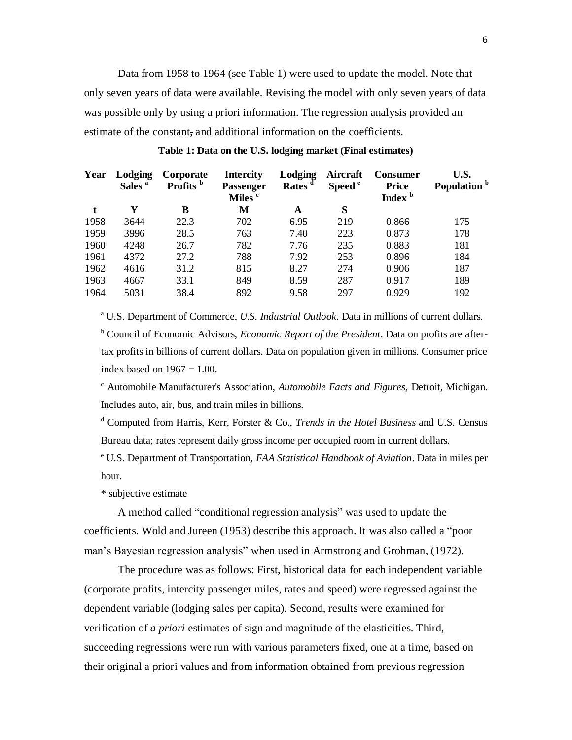Data from 1958 to 1964 (see Table 1) were used to update the model. Note that only seven years of data were available. Revising the model with only seven years of data was possible only by using a priori information. The regression analysis provided an estimate of the constant, and additional information on the coefficients.

**Table 1: Data on the U.S. lodging market (Final estimates)**

| Year | Lodging Sales [a] | Corporate Profits [b] | Intercity Passenger Miles [c] | Lodging Rates [d] | Aircraft Speed [e] | Consumer Price Index [b] | U.S. Population [b] |
|---|---|---|---|---|---|---|---|
| **t** | **Y** | **B** | **M** | **A** | **S** | | |
| 1958 | 3644 | 22.3 | 702 | 6.95 | 219 | 0.866 | 175 |
| 1959 | 3996 | 28.5 | 763 | 7.40 | 223 | 0.873 | 178 |
| 1960 | 4248 | 26.7 | 782 | 7.76 | 235 | 0.883 | 181 |
| 1961 | 4372 | 27.2 | 788 | 7.92 | 253 | 0.896 | 184 |
| 1962 | 4616 | 31.2 | 815 | 8.27 | 274 | 0.906 | 187 |
| 1963 | 4667 | 33.1 | 849 | 8.59 | 287 | 0.917 | 189 |
| 1964 | 5031 | 38.4 | 892 | 9.58 | 297 | 0.929 | 192 |

[a] U.S. Department of Commerce, *U.S. Industrial Outlook*. Data in millions of current dollars.

[b] Council of Economic Advisors, *Economic Report of the President*. Data on profits are after-tax profits in billions of current dollars. Data on population given in millions. Consumer price index based on 1967 = 1.00.

[c] Automobile Manufacturer's Association, *Automobile Facts and Figures*, Detroit, Michigan. Includes auto, air, bus, and train miles in billions.

[d] Computed from Harris, Kerr, Forster & Co., *Trends in the Hotel Business* and U.S. Census Bureau data; rates represent daily gross income per occupied room in current dollars.

[e] U.S. Department of Transportation, *FAA Statistical Handbook of Aviation*. Data in miles per hour.

* subjective estimate

A method called "conditional regression analysis" was used to update the coefficients. Wold and Jureen (1953) describe this approach. It was also called a "poor man's Bayesian regression analysis" when used in Armstrong and Grohman, (1972).

The procedure was as follows: First, historical data for each independent variable (corporate profits, intercity passenger miles, rates and speed) were regressed against the dependent variable (lodging sales per capita). Second, results were examined for verification of *a priori* estimates of sign and magnitude of the elasticities. Third, succeeding regressions were run with various parameters fixed, one at a time, based on their original a priori values and from information obtained from previous regression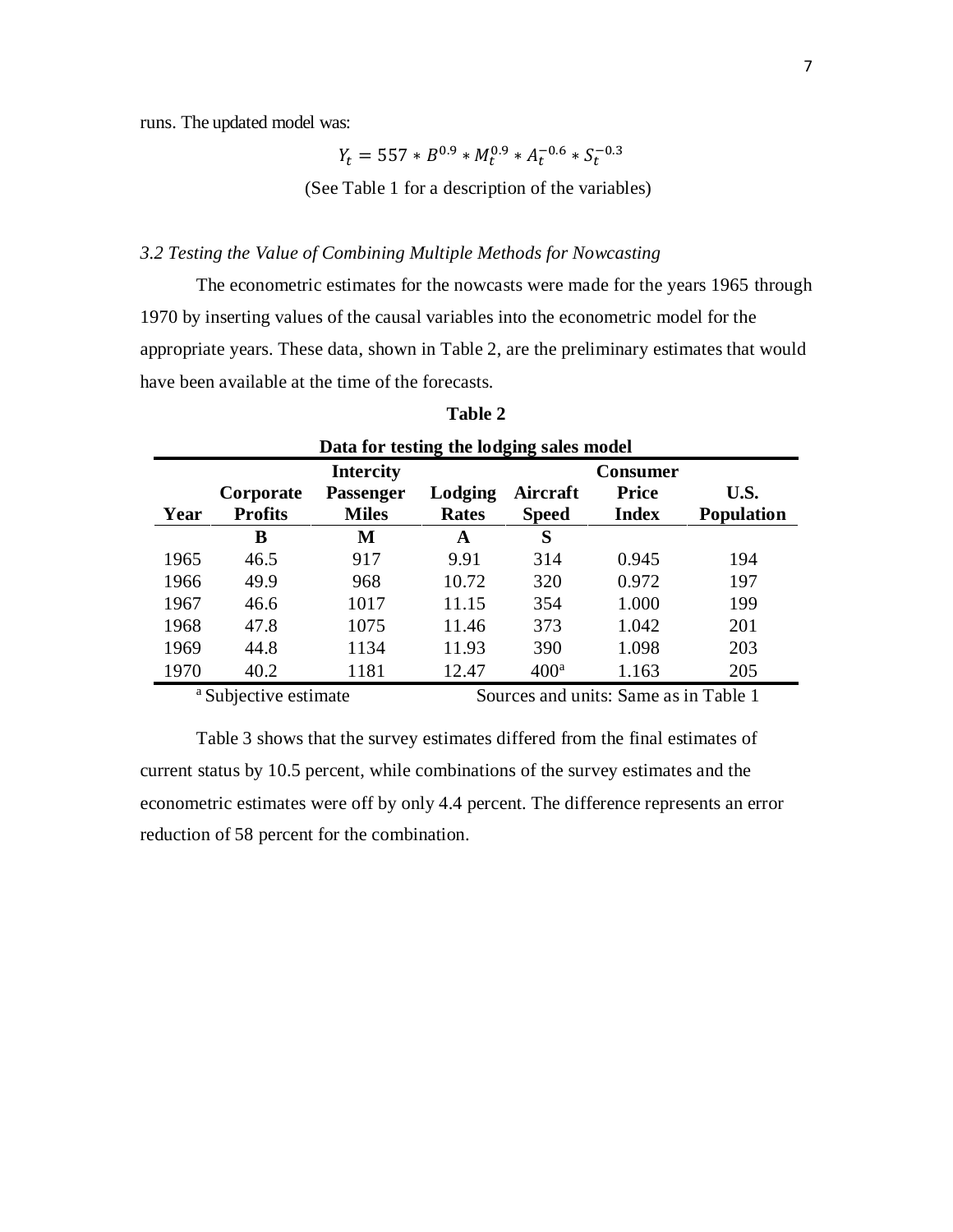runs. The updated model was:

$$Y_t = 557 * B^{0.9} * M_t^{0.9} * A_t^{-0.6} * S_t^{-0.3}$$

(See Table 1 for a description of the variables)

### *3.2 Testing the Value of Combining Multiple Methods for Nowcasting*

The econometric estimates for the nowcasts were made for the years 1965 through 1970 by inserting values of the causal variables into the econometric model for the appropriate years. These data, shown in Table 2, are the preliminary estimates that would have been available at the time of the forecasts.

**Table 2**

**Data for testing the lodging sales model**

| Year | Corporate Profits | Intercity Passenger Miles | Lodging Rates | Aircraft Speed | Consumer Price Index | U.S. Population |
|---|---|---|---|---|---|---|
| | **B** | **M** | **A** | **S** | | |
| 1965 | 46.5 | 917 | 9.91 | 314 | 0.945 | 194 |
| 1966 | 49.9 | 968 | 10.72 | 320 | 0.972 | 197 |
| 1967 | 46.6 | 1017 | 11.15 | 354 | 1.000 | 199 |
| 1968 | 47.8 | 1075 | 11.46 | 373 | 1.042 | 201 |
| 1969 | 44.8 | 1134 | 11.93 | 390 | 1.098 | 203 |
| 1970 | 40.2 | 1181 | 12.47 | 400[a] | 1.163 | 205 |

[a] Subjective estimate    Sources and units: Same as in Table 1

Table 3 shows that the survey estimates differed from the final estimates of current status by 10.5 percent, while combinations of the survey estimates and the econometric estimates were off by only 4.4 percent. The difference represents an error reduction of 58 percent for the combination.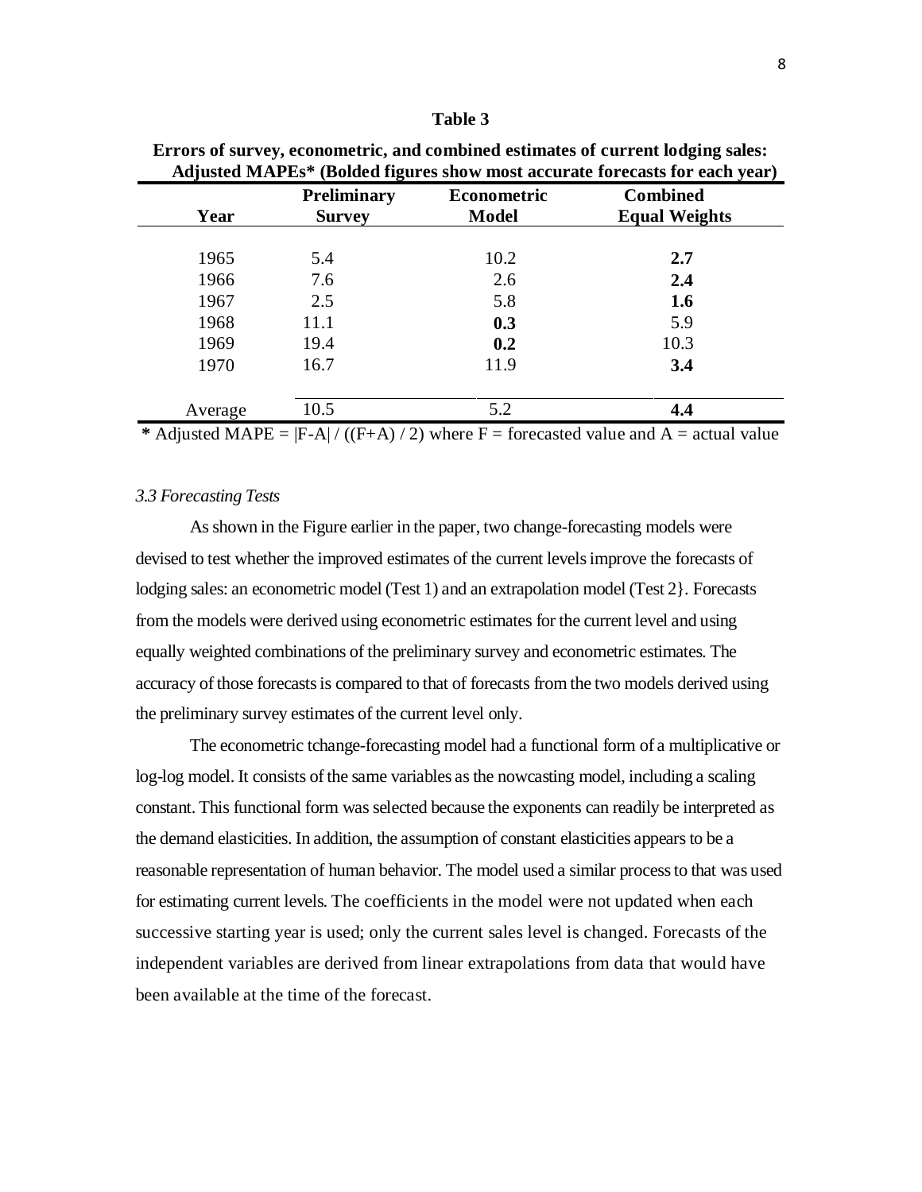**Table 3**

**Errors of survey, econometric, and combined estimates of current lodging sales: Adjusted MAPEs\* (Bolded figures show most accurate forecasts for each year)**

| Year | Preliminary Survey | Econometric Model | Combined Equal Weights |
|---|---|---|---|
| 1965 | 5.4 | 10.2 | **2.7** |
| 1966 | 7.6 | 2.6 | **2.4** |
| 1967 | 2.5 | 5.8 | **1.6** |
| 1968 | 11.1 | **0.3** | 5.9 |
| 1969 | 19.4 | **0.2** | 10.3 |
| 1970 | 16.7 | 11.9 | **3.4** |
| Average | 10.5 | 5.2 | **4.4** |

**\*** Adjusted MAPE = |F-A| / ((F+A) / 2) where F = forecasted value and A = actual value

*3.3 Forecasting Tests*

As shown in the Figure earlier in the paper, two change-forecasting models were devised to test whether the improved estimates of the current levels improve the forecasts of lodging sales: an econometric model (Test 1) and an extrapolation model (Test 2}. Forecasts from the models were derived using econometric estimates for the current level and using equally weighted combinations of the preliminary survey and econometric estimates. The accuracy of those forecasts is compared to that of forecasts from the two models derived using the preliminary survey estimates of the current level only.

The econometric tchange-forecasting model had a functional form of a multiplicative or log-log model. It consists of the same variables as the nowcasting model, including a scaling constant. This functional form was selected because the exponents can readily be interpreted as the demand elasticities. In addition, the assumption of constant elasticities appears to be a reasonable representation of human behavior. The model used a similar process to that was used for estimating current levels. The coefficients in the model were not updated when each successive starting year is used; only the current sales level is changed. Forecasts of the independent variables are derived from linear extrapolations from data that would have been available at the time of the forecast.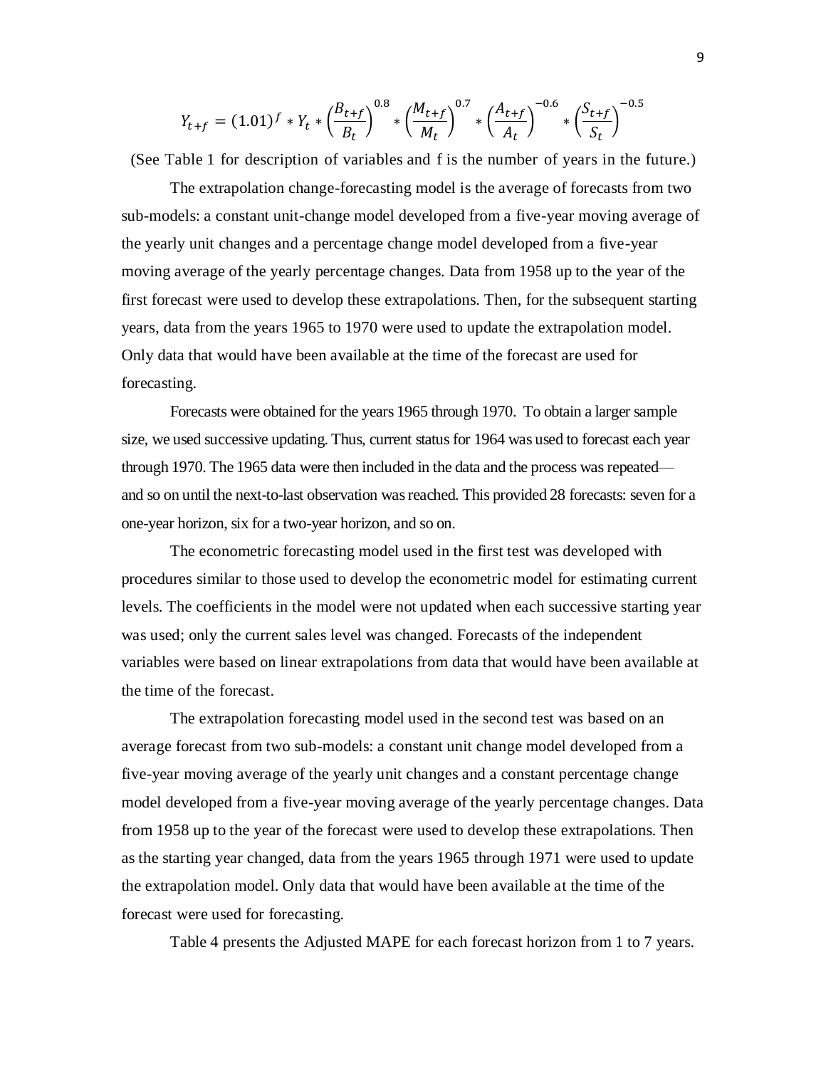$$Y_{t+f} = (1.01)^f * Y_t * \left(\frac{B_{t+f}}{B_t}\right)^{0.8} * \left(\frac{M_{t+f}}{M_t}\right)^{0.7} * \left(\frac{A_{t+f}}{A_t}\right)^{-0.6} * \left(\frac{S_{t+f}}{S_t}\right)^{-0.5}$$

(See Table 1 for description of variables and f is the number of years in the future.)

The extrapolation change-forecasting model is the average of forecasts from two sub-models: a constant unit-change model developed from a five-year moving average of the yearly unit changes and a percentage change model developed from a five-year moving average of the yearly percentage changes. Data from 1958 up to the year of the first forecast were used to develop these extrapolations. Then, for the subsequent starting years, data from the years 1965 to 1970 were used to update the extrapolation model. Only data that would have been available at the time of the forecast are used for forecasting.

Forecasts were obtained for the years 1965 through 1970. To obtain a larger sample size, we used successive updating. Thus, current status for 1964 was used to forecast each year through 1970. The 1965 data were then included in the data and the process was repeated—and so on until the next-to-last observation was reached. This provided 28 forecasts: seven for a one-year horizon, six for a two-year horizon, and so on.

The econometric forecasting model used in the first test was developed with procedures similar to those used to develop the econometric model for estimating current levels. The coefficients in the model were not updated when each successive starting year was used; only the current sales level was changed. Forecasts of the independent variables were based on linear extrapolations from data that would have been available at the time of the forecast.

The extrapolation forecasting model used in the second test was based on an average forecast from two sub-models: a constant unit change model developed from a five-year moving average of the yearly unit changes and a constant percentage change model developed from a five-year moving average of the yearly percentage changes. Data from 1958 up to the year of the forecast were used to develop these extrapolations. Then as the starting year changed, data from the years 1965 through 1971 were used to update the extrapolation model. Only data that would have been available at the time of the forecast were used for forecasting.

Table 4 presents the Adjusted MAPE for each forecast horizon from 1 to 7 years.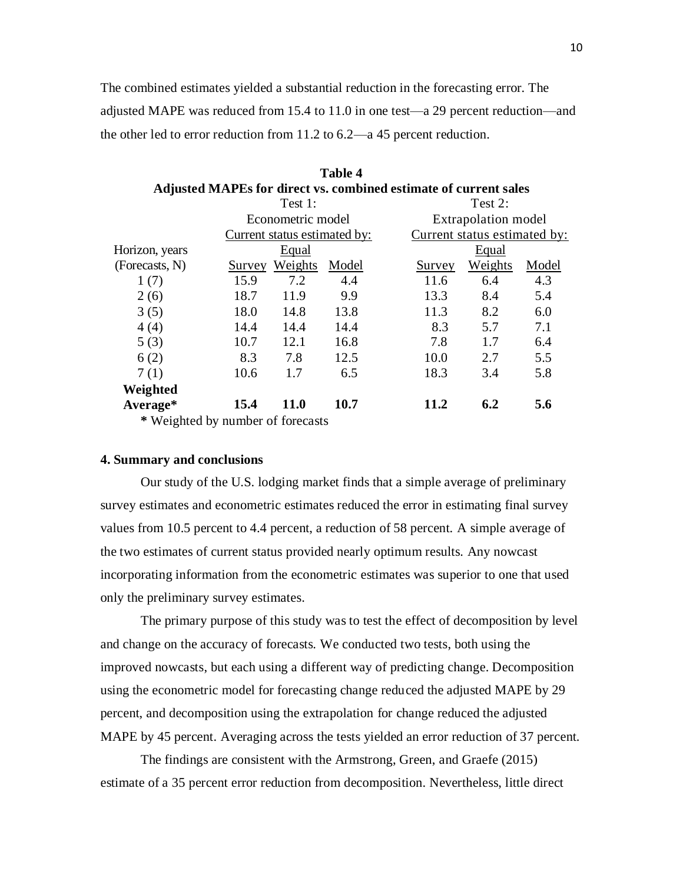The combined estimates yielded a substantial reduction in the forecasting error. The adjusted MAPE was reduced from 15.4 to 11.0 in one test—a 29 percent reduction—and the other led to error reduction from 11.2 to 6.2—a 45 percent reduction.

**Table 4**
**Adjusted MAPEs for direct vs. combined estimate of current sales**

| | Test 1: Econometric model | | | Test 2: Extrapolation model | | |
|---|---|---|---|---|---|---|
| | Current status estimated by: | | | Current status estimated by: | | |
| Horizon, years (Forecasts, N) | Survey | Equal Weights | Model | Survey | Equal Weights | Model |
| 1 (7) | 15.9 | 7.2 | 4.4 | 11.6 | 6.4 | 4.3 |
| 2 (6) | 18.7 | 11.9 | 9.9 | 13.3 | 8.4 | 5.4 |
| 3 (5) | 18.0 | 14.8 | 13.8 | 11.3 | 8.2 | 6.0 |
| 4 (4) | 14.4 | 14.4 | 14.4 | 8.3 | 5.7 | 7.1 |
| 5 (3) | 10.7 | 12.1 | 16.8 | 7.8 | 1.7 | 6.4 |
| 6 (2) | 8.3 | 7.8 | 12.5 | 10.0 | 2.7 | 5.5 |
| 7 (1) | 10.6 | 1.7 | 6.5 | 18.3 | 3.4 | 5.8 |
| **Weighted Average*** | **15.4** | **11.0** | **10.7** | **11.2** | **6.2** | **5.6** |

**\*** Weighted by number of forecasts

## 4. Summary and conclusions

Our study of the U.S. lodging market finds that a simple average of preliminary survey estimates and econometric estimates reduced the error in estimating final survey values from 10.5 percent to 4.4 percent, a reduction of 58 percent. A simple average of the two estimates of current status provided nearly optimum results. Any nowcast incorporating information from the econometric estimates was superior to one that used only the preliminary survey estimates.

The primary purpose of this study was to test the effect of decomposition by level and change on the accuracy of forecasts. We conducted two tests, both using the improved nowcasts, but each using a different way of predicting change. Decomposition using the econometric model for forecasting change reduced the adjusted MAPE by 29 percent, and decomposition using the extrapolation for change reduced the adjusted MAPE by 45 percent. Averaging across the tests yielded an error reduction of 37 percent.

The findings are consistent with the Armstrong, Green, and Graefe (2015) estimate of a 35 percent error reduction from decomposition. Nevertheless, little direct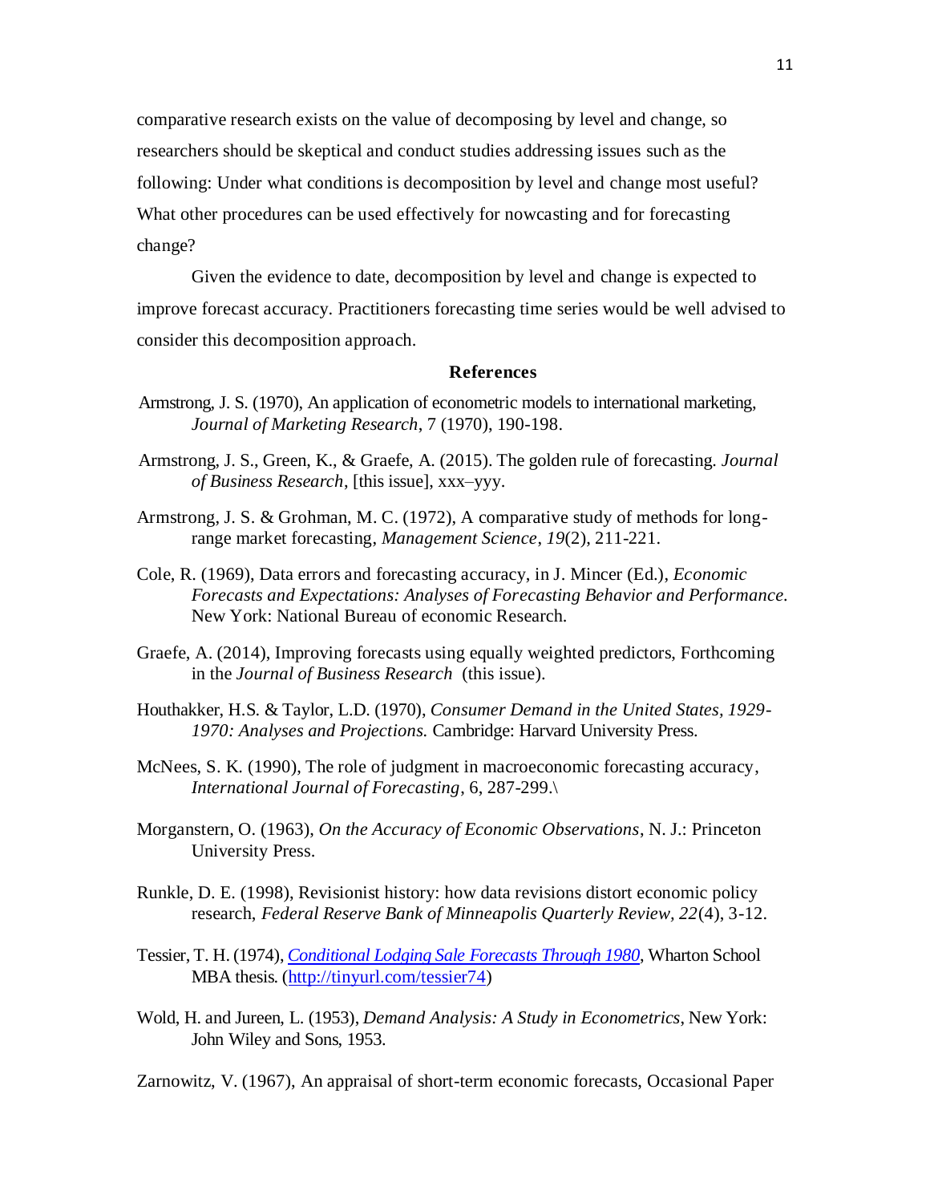comparative research exists on the value of decomposing by level and change, so researchers should be skeptical and conduct studies addressing issues such as the following: Under what conditions is decomposition by level and change most useful? What other procedures can be used effectively for nowcasting and for forecasting change?

Given the evidence to date, decomposition by level and change is expected to improve forecast accuracy. Practitioners forecasting time series would be well advised to consider this decomposition approach.

## References

Armstrong, J. S. (1970), An application of econometric models to international marketing, *Journal of Marketing Research*, 7 (1970), 190-198.

Armstrong, J. S., Green, K., & Graefe, A. (2015). The golden rule of forecasting. *Journal of Business Research*, [this issue], xxx–yyy.

Armstrong, J. S. & Grohman, M. C. (1972), A comparative study of methods for long-range market forecasting, *Management Science*, *19*(2), 211-221.

Cole, R. (1969), Data errors and forecasting accuracy, in J. Mincer (Ed.), *Economic Forecasts and Expectations: Analyses of Forecasting Behavior and Performance.* New York: National Bureau of economic Research.

Graefe, A. (2014), Improving forecasts using equally weighted predictors, Forthcoming in the *Journal of Business Research* (this issue).

Houthakker, H.S. & Taylor, L.D. (1970), *Consumer Demand in the United States, 1929-1970: Analyses and Projections.* Cambridge: Harvard University Press.

McNees, S. K. (1990), The role of judgment in macroeconomic forecasting accuracy, *International Journal of Forecasting*, 6, 287-299.\

Morganstern, O. (1963), *On the Accuracy of Economic Observations*, N. J.: Princeton University Press.

Runkle, D. E. (1998), Revisionist history: how data revisions distort economic policy research, *Federal Reserve Bank of Minneapolis Quarterly Review*, *22*(4), 3-12.

Tessier, T. H. (1974), *Conditional Lodging Sale Forecasts Through 1980*, Wharton School MBA thesis. (http://tinyurl.com/tessier74)

Wold, H. and Jureen, L. (1953), *Demand Analysis: A Study in Econometrics*, New York: John Wiley and Sons, 1953.

Zarnowitz, V. (1967), An appraisal of short-term economic forecasts, Occasional Paper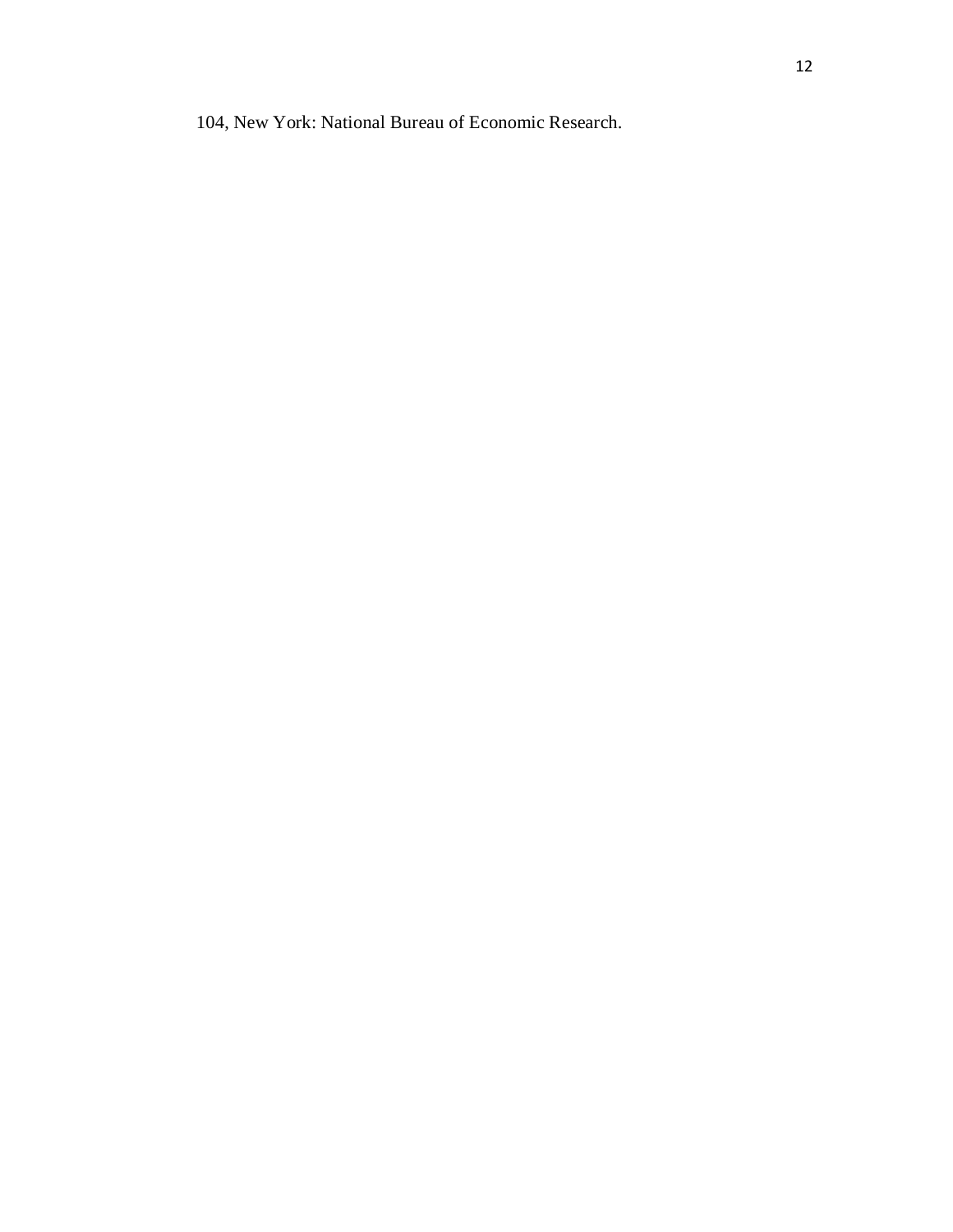104, New York: National Bureau of Economic Research.